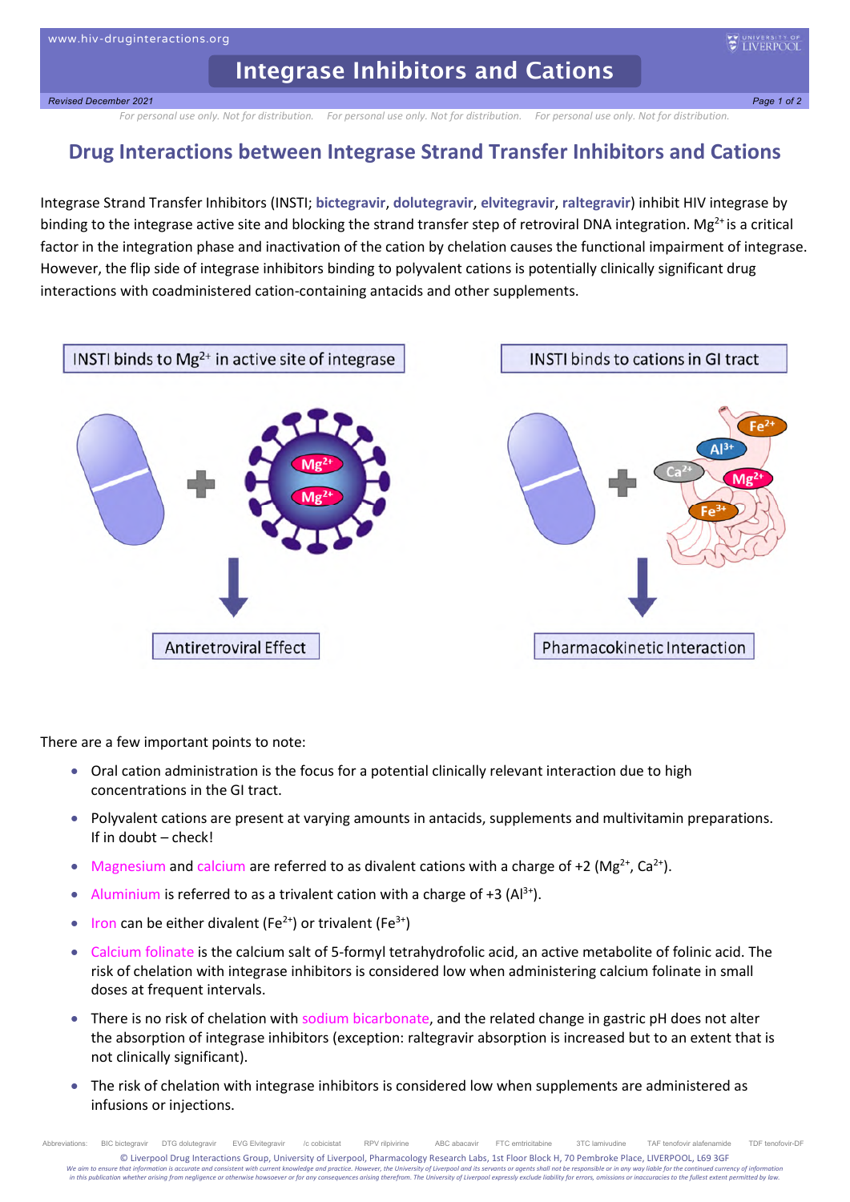# Integrase Inhibitors and Cations

*For personal use only. Not for distribution.*

## Drug Interactions between Integrase Strand Transfer Inhibitors and Cations

Integrase Strand Transfer Inhibitors (INSTI; **bictegravir**, **dolutegravir**, **elvitegravir**, **raltegravir**) inhibit HIV integrase by binding to the integrase active site and blocking the strand transfer step of retroviral DNA integration. $Mg^{2+}$ is a critical factor in the integration phase and inactivation of the cation by chelation causes the functional impairment of integrase. However, the flip side of integrase inhibitors binding to polyvalent cations is potentially clinically significant drug interactions with coadministered cation-containing antacids and other supplements.

INSTI binds to $Mg^{2+}$ in active site of integrase → Antiretroviral Effect

INSTI binds to cations in GI tract → Pharmacokinetic Interaction

There are a few important points to note:

- Oral cation administration is the focus for a potential clinically relevant interaction due to high concentrations in the GI tract.
- Polyvalent cations are present at varying amounts in antacids, supplements and multivitamin preparations. If in doubt – check!
- Magnesium and calcium are referred to as divalent cations with a charge of +2 ($Mg^{2+}$, $Ca^{2+}$).
- Aluminium is referred to as a trivalent cation with a charge of +3 ($Al^{3+}$).
- Iron can be either divalent ($Fe^{2+}$) or trivalent ($Fe^{3+}$)
- Calcium folinate is the calcium salt of 5-formyl tetrahydrofolic acid, an active metabolite of folinic acid. The risk of chelation with integrase inhibitors is considered low when administering calcium folinate in small doses at frequent intervals.
- There is no risk of chelation with sodium bicarbonate, and the related change in gastric pH does not alter the absorption of integrase inhibitors (exception: raltegravir absorption is increased but to an extent that is not clinically significant).
- The risk of chelation with integrase inhibitors is considered low when supplements are administered as infusions or injections.

Abbreviations: BIC bictegravir DTG dolutegravir EVG Elvitegravir /c cobicistat RPV rilpivirine ABC abacavir FTC emtricitabine 3TC lamivudine TAF tenofovir alafenamide TDF tenofovir-DF

© Liverpool Drug Interactions Group, University of Liverpool, Pharmacology Research Labs, 1st Floor Block H, 70 Pembroke Place, LIVERPOOL, L69 3GF

*We aim to ensure that information is accurate and consistent with current knowledge and practice. However, the University of Liverpool and its servants or agents shall not be responsible or in any way liable for the continued currency of information in this publication whether arising from negligence or otherwise howsoever or for any consequences arising therefrom. The University of Liverpool expressly exclude liability for errors, omissions or inaccuracies to the fullest extent permitted by law.*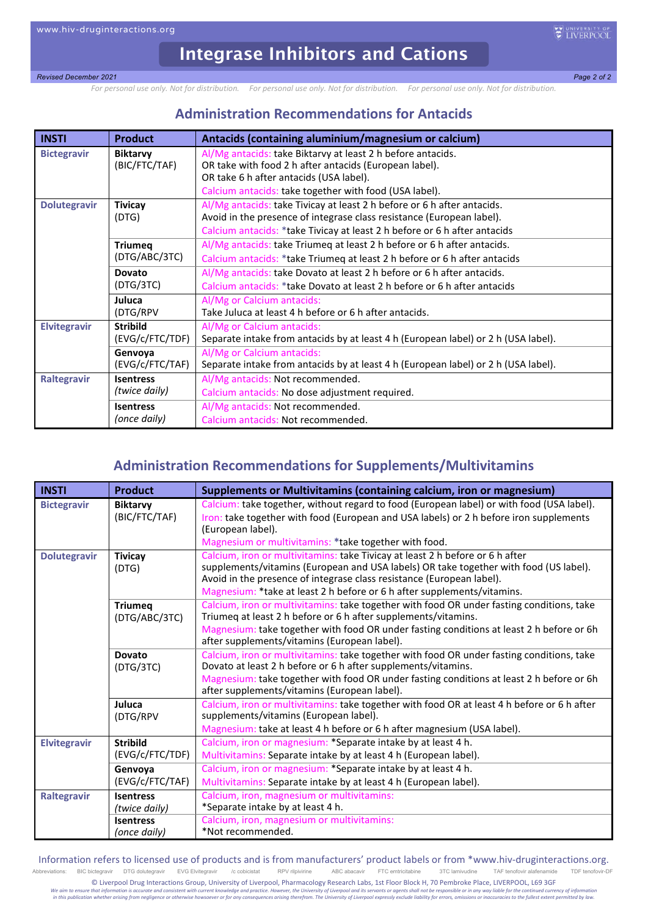# Integrase Inhibitors and Cations

*Revised December 2021*

*For personal use only. Not for distribution. For personal use only. Not for distribution. For personal use only. Not for distribution.*

## Administration Recommendations for Antacids

| INSTI | Product | Antacids (containing aluminium/magnesium or calcium) |
|---|---|---|
| **Bictegravir** | **Biktarvy** (BIC/FTC/TAF) | Al/Mg antacids: take Biktarvy at least 2 h before antacids. OR take with food 2 h after antacids (European label). OR take 6 h after antacids (USA label).<br>Calcium antacids: take together with food (USA label). |
| **Dolutegravir** | **Tivicay** (DTG) | Al/Mg antacids: take Tivicay at least 2 h before or 6 h after antacids. Avoid in the presence of integrase class resistance (European label).<br>Calcium antacids: *take Tivicay at least 2 h before or 6 h after antacids |
| | **Triumeq** (DTG/ABC/3TC) | Al/Mg antacids: take Triumeq at least 2 h before or 6 h after antacids.<br>Calcium antacids: *take Triumeq at least 2 h before or 6 h after antacids |
| | **Dovato** (DTG/3TC) | Al/Mg antacids: take Dovato at least 2 h before or 6 h after antacids.<br>Calcium antacids: *take Dovato at least 2 h before or 6 h after antacids |
| | **Juluca** (DTG/RPV | Al/Mg or Calcium antacids:<br>Take Juluca at least 4 h before or 6 h after antacids. |
| **Elvitegravir** | **Stribild** (EVG/c/FTC/TDF) | Al/Mg or Calcium antacids:<br>Separate intake from antacids by at least 4 h (European label) or 2 h (USA label). |
| | **Genvoya** (EVG/c/FTC/TAF) | Al/Mg or Calcium antacids:<br>Separate intake from antacids by at least 4 h (European label) or 2 h (USA label). |
| **Raltegravir** | **Isentress** *(twice daily)* | Al/Mg antacids: Not recommended.<br>Calcium antacids: No dose adjustment required. |
| | **Isentress** *(once daily)* | Al/Mg antacids: Not recommended.<br>Calcium antacids: Not recommended. |

## Administration Recommendations for Supplements/Multivitamins

| INSTI | Product | Supplements or Multivitamins (containing calcium, iron or magnesium) |
|---|---|---|
| **Bictegravir** | **Biktarvy** (BIC/FTC/TAF) | Calcium: take together, without regard to food (European label) or with food (USA label).<br>Iron: take together with food (European and USA labels) or 2 h before iron supplements (European label).<br>Magnesium or multivitamins: *take together with food. |
| **Dolutegravir** | **Tivicay** (DTG) | Calcium, iron or multivitamins: take Tivicay at least 2 h before or 6 h after supplements/vitamins (European and USA labels) OR take together with food (US label). Avoid in the presence of integrase class resistance (European label).<br>Magnesium: *take at least 2 h before or 6 h after supplements/vitamins. |
| | **Triumeq** (DTG/ABC/3TC) | Calcium, iron or multivitamins: take together with food OR under fasting conditions, take Triumeq at least 2 h before or 6 h after supplements/vitamins.<br>Magnesium: take together with food OR under fasting conditions at least 2 h before or 6h after supplements/vitamins (European label). |
| | **Dovato** (DTG/3TC) | Calcium, iron or multivitamins: take together with food OR under fasting conditions, take Dovato at least 2 h before or 6 h after supplements/vitamins.<br>Magnesium: take together with food OR under fasting conditions at least 2 h before or 6h after supplements/vitamins (European label). |
| | **Juluca** (DTG/RPV | Calcium, iron or multivitamins: take together with food OR at least 4 h before or 6 h after supplements/vitamins (European label).<br>Magnesium: take at least 4 h before or 6 h after magnesium (USA label). |
| **Elvitegravir** | **Stribild** (EVG/c/FTC/TDF) | Calcium, iron or magnesium: *Separate intake by at least 4 h.<br>Multivitamins: Separate intake by at least 4 h (European label). |
| | **Genvoya** (EVG/c/FTC/TAF) | Calcium, iron or magnesium: *Separate intake by at least 4 h.<br>Multivitamins: Separate intake by at least 4 h (European label). |
| **Raltegravir** | **Isentress** *(twice daily)* | Calcium, iron, magnesium or multivitamins:<br>*Separate intake by at least 4 h. |
| | **Isentress** *(once daily)* | Calcium, iron, magnesium or multivitamins:<br>*Not recommended. |

Information refers to licensed use of products and is from manufacturers' product labels or from *www.hiv-druginteractions.org.

Abbreviations: BIC bictegravir DTG dolutegravir EVG Elvitegravir /c cobicistat RPV rilpivirine ABC abacavir FTC emtricitabine 3TC lamivudine TAF tenofovir alafenamide TDF tenofovir-DF

© Liverpool Drug Interactions Group, University of Liverpool, Pharmacology Research Labs, 1st Floor Block H, 70 Pembroke Place, LIVERPOOL, L69 3GF

*We aim to ensure that information is accurate and consistent with current knowledge and practice. However, the University of Liverpool and its servants or agents shall not be responsible or in any way liable for the continued currency of information in this publication whether arising from negligence or otherwise howsoever or for any consequences arising therefrom. The University of Liverpool expressly exclude liability for errors, omissions or inaccuracies to the fullest extent permitted by law.*